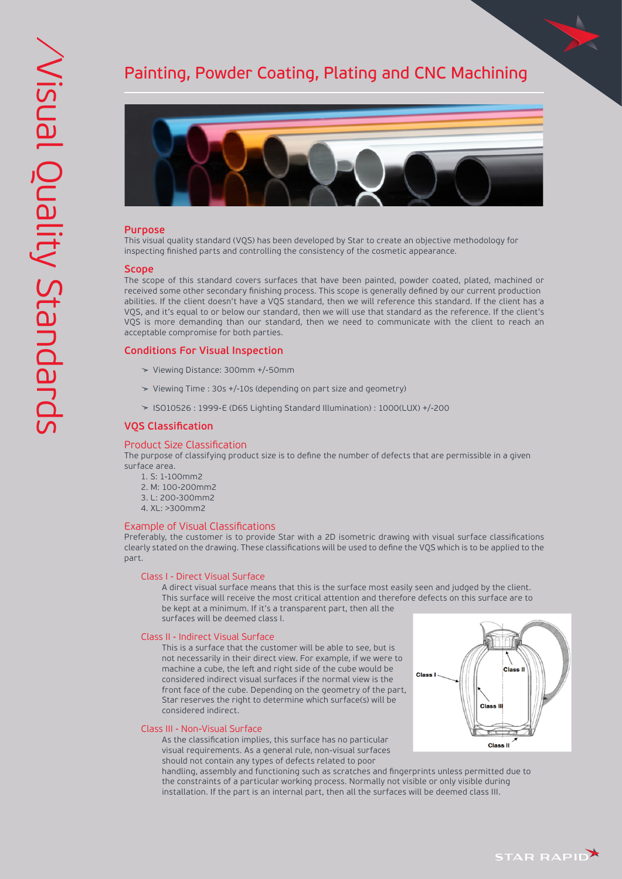# Visual Quality Standards

## Painting, Powder Coating, Plating and CNC Machining

### Purpose

This visual quality standard (VQS) has been developed by Star to create an objective methodology for inspecting finished parts and controlling the consistency of the cosmetic appearance.

### Scope

The scope of this standard covers surfaces that have been painted, powder coated, plated, machined or received some other secondary finishing process. This scope is generally defined by our current production abilities. If the client doesn't have a VQS standard, then we will reference this standard. If the client has a VQS, and it's equal to or below our standard, then we will use that standard as the reference. If the client's VQS is more demanding than our standard, then we need to communicate with the client to reach an acceptable compromise for both parties.

### Conditions For Visual Inspection

- Viewing Distance: 300mm +/-50mm
- Viewing Time : 30s +/-10s (depending on part size and geometry)
- ISO10526 : 1999-E (D65 Lighting Standard Illumination) : 1000(LUX) +/-200

### VQS Classification

#### Product Size Classification

The purpose of classifying product size is to define the number of defects that are permissible in a given surface area.

1. S: 1-100mm2
2. M: 100-200mm2
3. L: 200-300mm2
4. XL: >300mm2

#### Example of Visual Classifications

Preferably, the customer is to provide Star with a 2D isometric drawing with visual surface classifications clearly stated on the drawing. These classifications will be used to define the VQS which is to be applied to the part.

##### Class I - Direct Visual Surface

A direct visual surface means that this is the surface most easily seen and judged by the client. This surface will receive the most critical attention and therefore defects on this surface are to be kept at a minimum. If it's a transparent part, then all the surfaces will be deemed class I.

##### Class II - Indirect Visual Surface

This is a surface that the customer will be able to see, but is not necessarily in their direct view. For example, if we were to machine a cube, the left and right side of the cube would be considered indirect visual surfaces if the normal view is the front face of the cube. Depending on the geometry of the part, Star reserves the right to determine which surface(s) will be considered indirect.

##### Class III - Non-Visual Surface

As the classification implies, this surface has no particular visual requirements. As a general rule, non-visual surfaces should not contain any types of defects related to poor handling, assembly and functioning such as scratches and fingerprints unless permitted due to the constraints of a particular working process. Normally not visible or only visible during installation. If the part is an internal part, then all the surfaces will be deemed class III.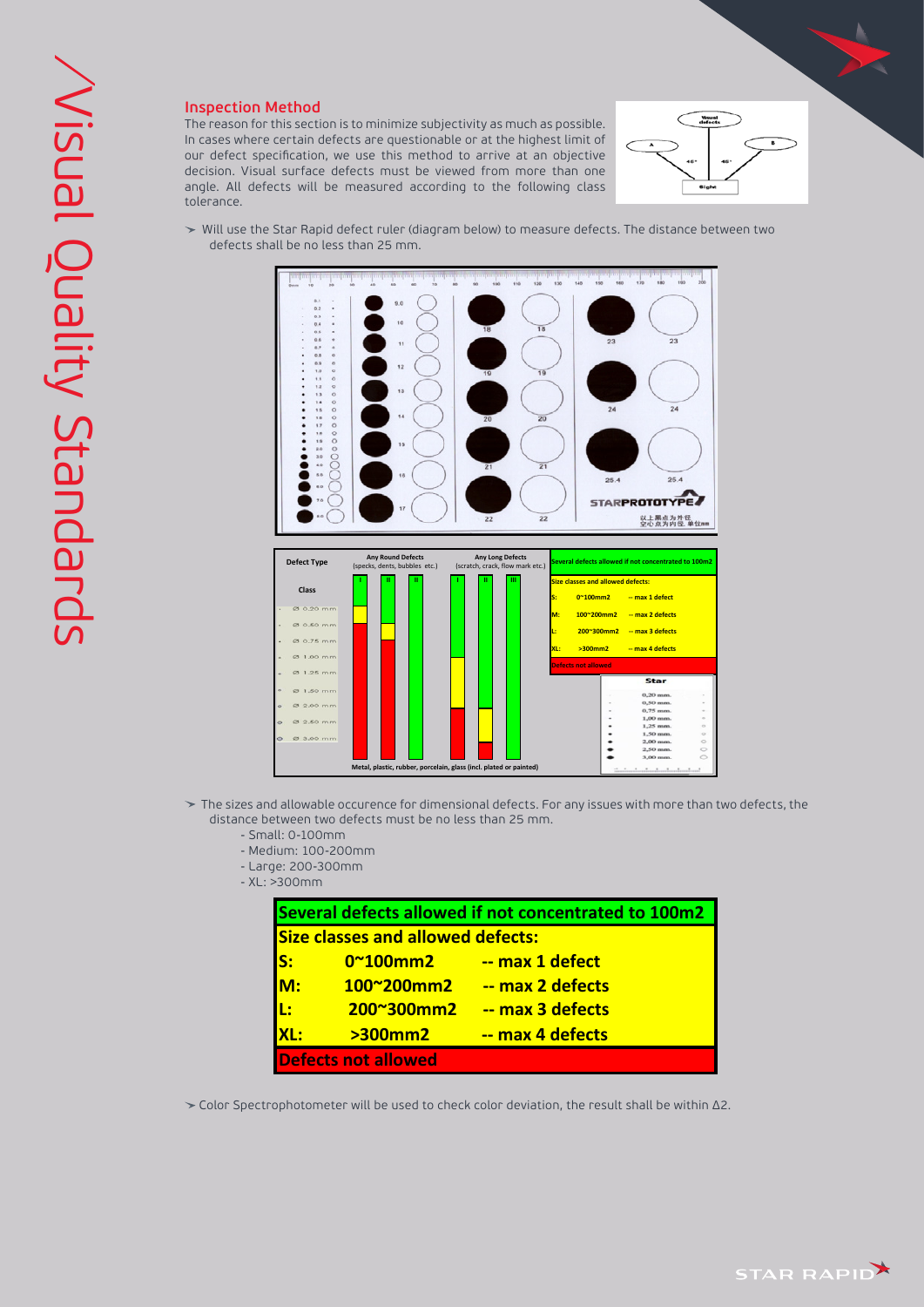# Visual Quality Standards

## Inspection Method

The reason for this section is to minimize subjectivity as much as possible. In cases where certain defects are questionable or at the highest limit of our defect specification, we use this method to arrive at an objective decision. Visual surface defects must be viewed from more than one angle. All defects will be measured according to the following class tolerance.

- Will use the Star Rapid defect ruler (diagram below) to measure defects. The distance between two defects shall be no less than 25 mm.

- The sizes and allowable occurence for dimensional defects. For any issues with more than two defects, the distance between two defects must be no less than 25 mm.
  - Small: 0-100mm
  - Medium: 100-200mm
  - Large: 200-300mm
  - XL: >300mm

| Several defects allowed if not concentrated to 100m2 | | |
|---|---|---|
| **Size classes and allowed defects:** | | |
| **S:** | **0~100mm2** | **-- max 1 defect** |
| **M:** | **100~200mm2** | **-- max 2 defects** |
| **L:** | **200~300mm2** | **-- max 3 defects** |
| **XL:** | **>300mm2** | **-- max 4 defects** |
| **Defects not allowed** | | |

- Color Spectrophotometer will be used to check color deviation, the result shall be within Δ2.